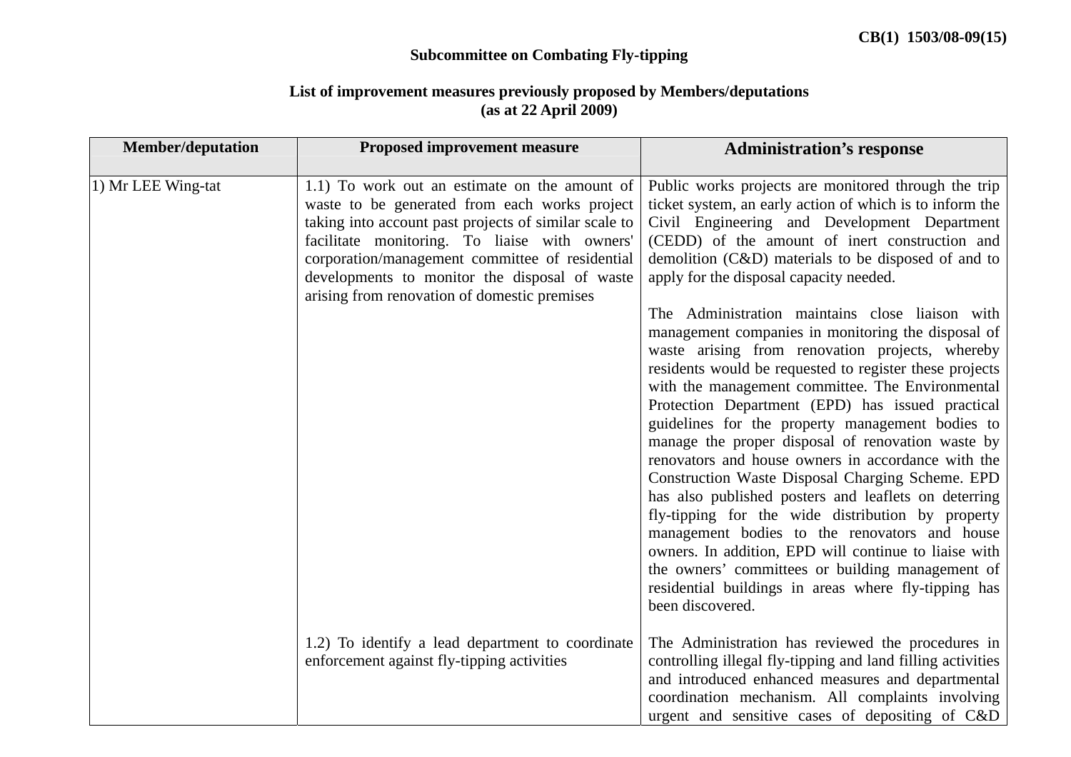CB(1) 1503/08-09(15)

**Subcommittee on Combating Fly-tipping**

**List of improvement measures previously proposed by Members/deputations (as at 22 April 2009)**

| Member/deputation | Proposed improvement measure | Administration's response |
|---|---|---|
| 1) Mr LEE Wing-tat | 1.1) To work out an estimate on the amount of waste to be generated from each works project taking into account past projects of similar scale to facilitate monitoring. To liaise with owners' corporation/management committee of residential developments to monitor the disposal of waste arising from renovation of domestic premises | Public works projects are monitored through the trip ticket system, an early action of which is to inform the Civil Engineering and Development Department (CEDD) of the amount of inert construction and demolition (C&D) materials to be disposed of and to apply for the disposal capacity needed.<br><br>The Administration maintains close liaison with management companies in monitoring the disposal of waste arising from renovation projects, whereby residents would be requested to register these projects with the management committee. The Environmental Protection Department (EPD) has issued practical guidelines for the property management bodies to manage the proper disposal of renovation waste by renovators and house owners in accordance with the Construction Waste Disposal Charging Scheme. EPD has also published posters and leaflets on deterring fly-tipping for the wide distribution by property management bodies to the renovators and house owners. In addition, EPD will continue to liaise with the owners' committees or building management of residential buildings in areas where fly-tipping has been discovered. |
| | 1.2) To identify a lead department to coordinate enforcement against fly-tipping activities | The Administration has reviewed the procedures in controlling illegal fly-tipping and land filling activities and introduced enhanced measures and departmental coordination mechanism. All complaints involving urgent and sensitive cases of depositing of C&D |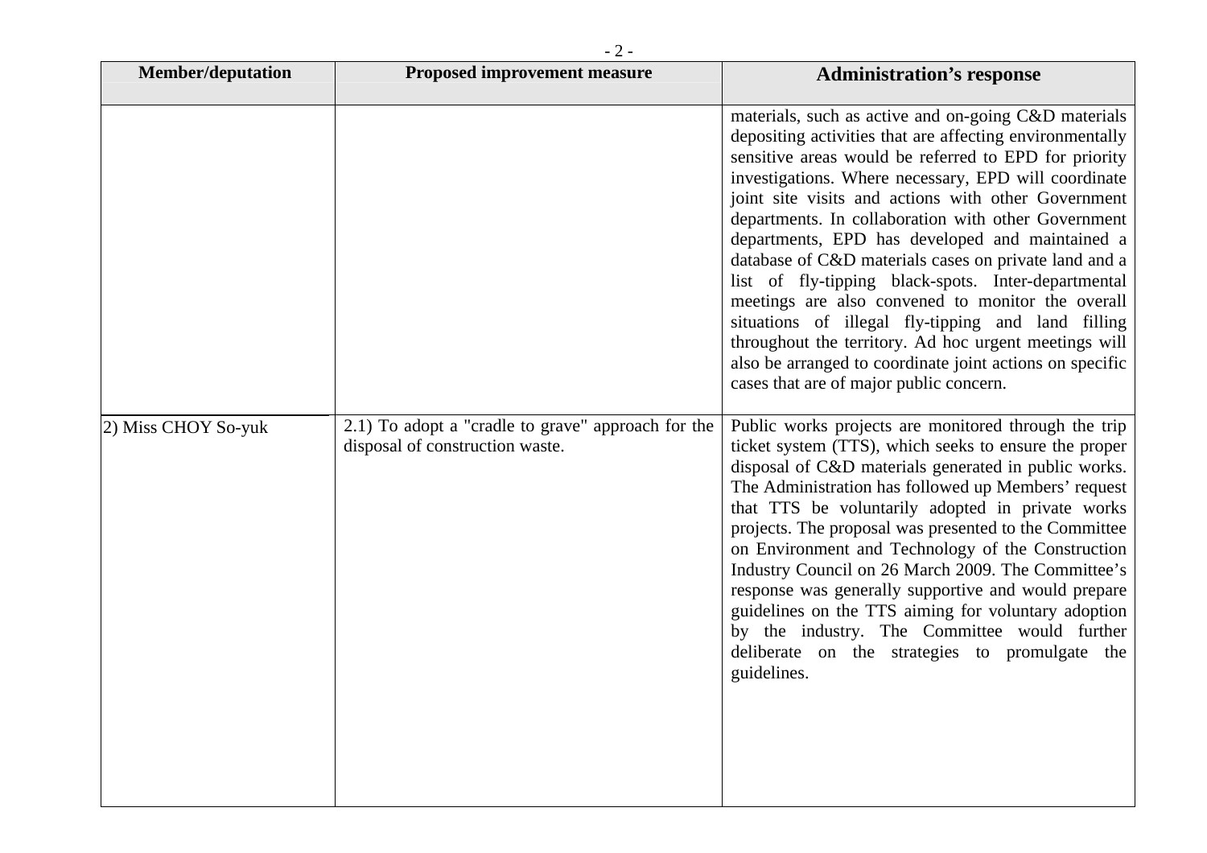| Member/deputation | Proposed improvement measure | Administration's response |
|---|---|---|
| | | materials, such as active and on-going C&D materials depositing activities that are affecting environmentally sensitive areas would be referred to EPD for priority investigations. Where necessary, EPD will coordinate joint site visits and actions with other Government departments. In collaboration with other Government departments, EPD has developed and maintained a database of C&D materials cases on private land and a list of fly-tipping black-spots. Inter-departmental meetings are also convened to monitor the overall situations of illegal fly-tipping and land filling throughout the territory. Ad hoc urgent meetings will also be arranged to coordinate joint actions on specific cases that are of major public concern. |
| 2) Miss CHOY So-yuk | 2.1) To adopt a "cradle to grave" approach for the disposal of construction waste. | Public works projects are monitored through the trip ticket system (TTS), which seeks to ensure the proper disposal of C&D materials generated in public works. The Administration has followed up Members' request that TTS be voluntarily adopted in private works projects. The proposal was presented to the Committee on Environment and Technology of the Construction Industry Council on 26 March 2009. The Committee's response was generally supportive and would prepare guidelines on the TTS aiming for voluntary adoption by the industry. The Committee would further deliberate on the strategies to promulgate the guidelines. |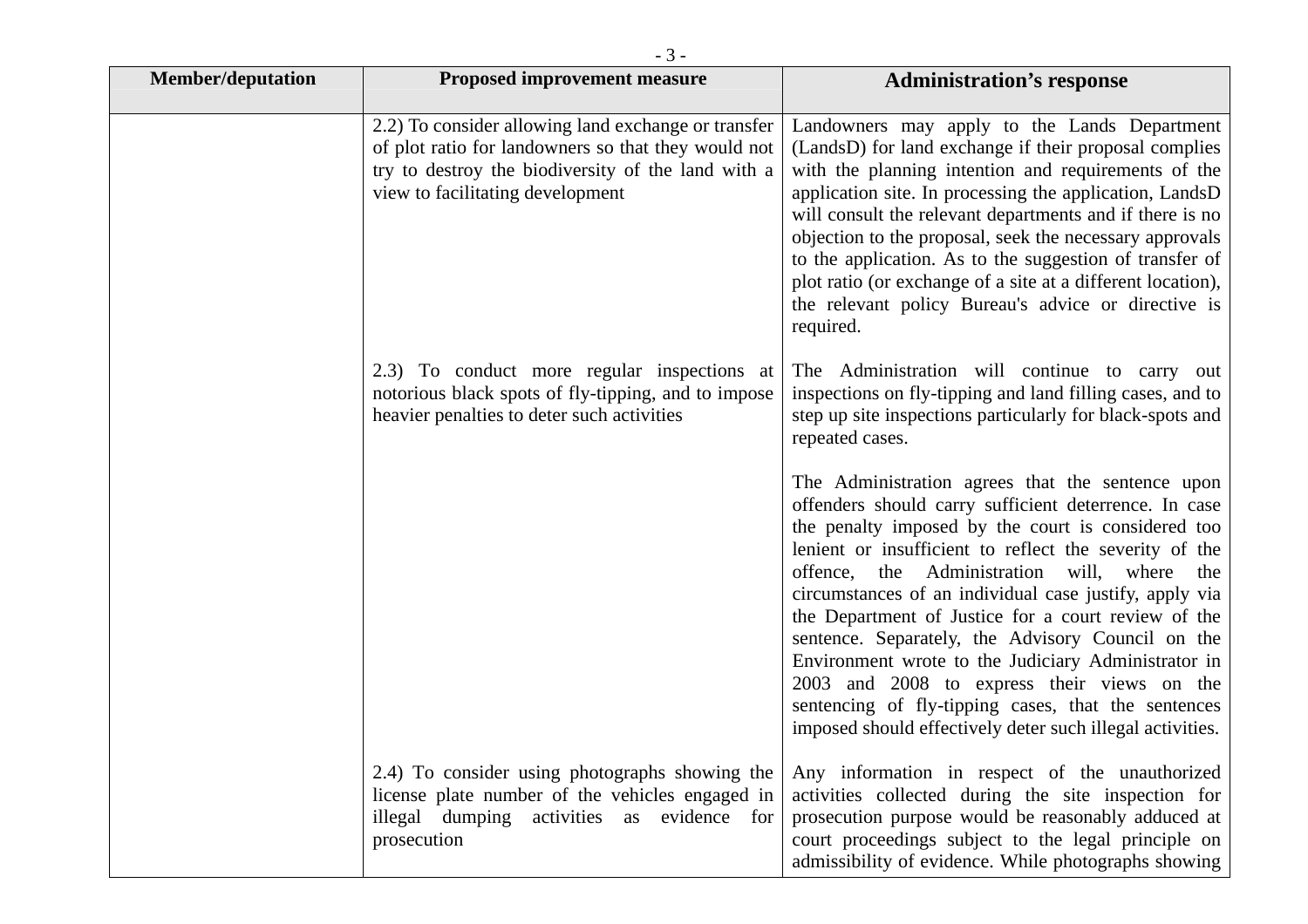| Member/deputation | Proposed improvement measure | Administration's response |
| --- | --- | --- |
| | 2.2) To consider allowing land exchange or transfer of plot ratio for landowners so that they would not try to destroy the biodiversity of the land with a view to facilitating development | Landowners may apply to the Lands Department (LandsD) for land exchange if their proposal complies with the planning intention and requirements of the application site. In processing the application, LandsD will consult the relevant departments and if there is no objection to the proposal, seek the necessary approvals to the application. As to the suggestion of transfer of plot ratio (or exchange of a site at a different location), the relevant policy Bureau's advice or directive is required. |
| | 2.3) To conduct more regular inspections at notorious black spots of fly-tipping, and to impose heavier penalties to deter such activities | The Administration will continue to carry out inspections on fly-tipping and land filling cases, and to step up site inspections particularly for black-spots and repeated cases.<br><br>The Administration agrees that the sentence upon offenders should carry sufficient deterrence. In case the penalty imposed by the court is considered too lenient or insufficient to reflect the severity of the offence, the Administration will, where the circumstances of an individual case justify, apply via the Department of Justice for a court review of the sentence. Separately, the Advisory Council on the Environment wrote to the Judiciary Administrator in 2003 and 2008 to express their views on the sentencing of fly-tipping cases, that the sentences imposed should effectively deter such illegal activities. |
| | 2.4) To consider using photographs showing the license plate number of the vehicles engaged in illegal dumping activities as evidence for prosecution | Any information in respect of the unauthorized activities collected during the site inspection for prosecution purpose would be reasonably adduced at court proceedings subject to the legal principle on admissibility of evidence. While photographs showing |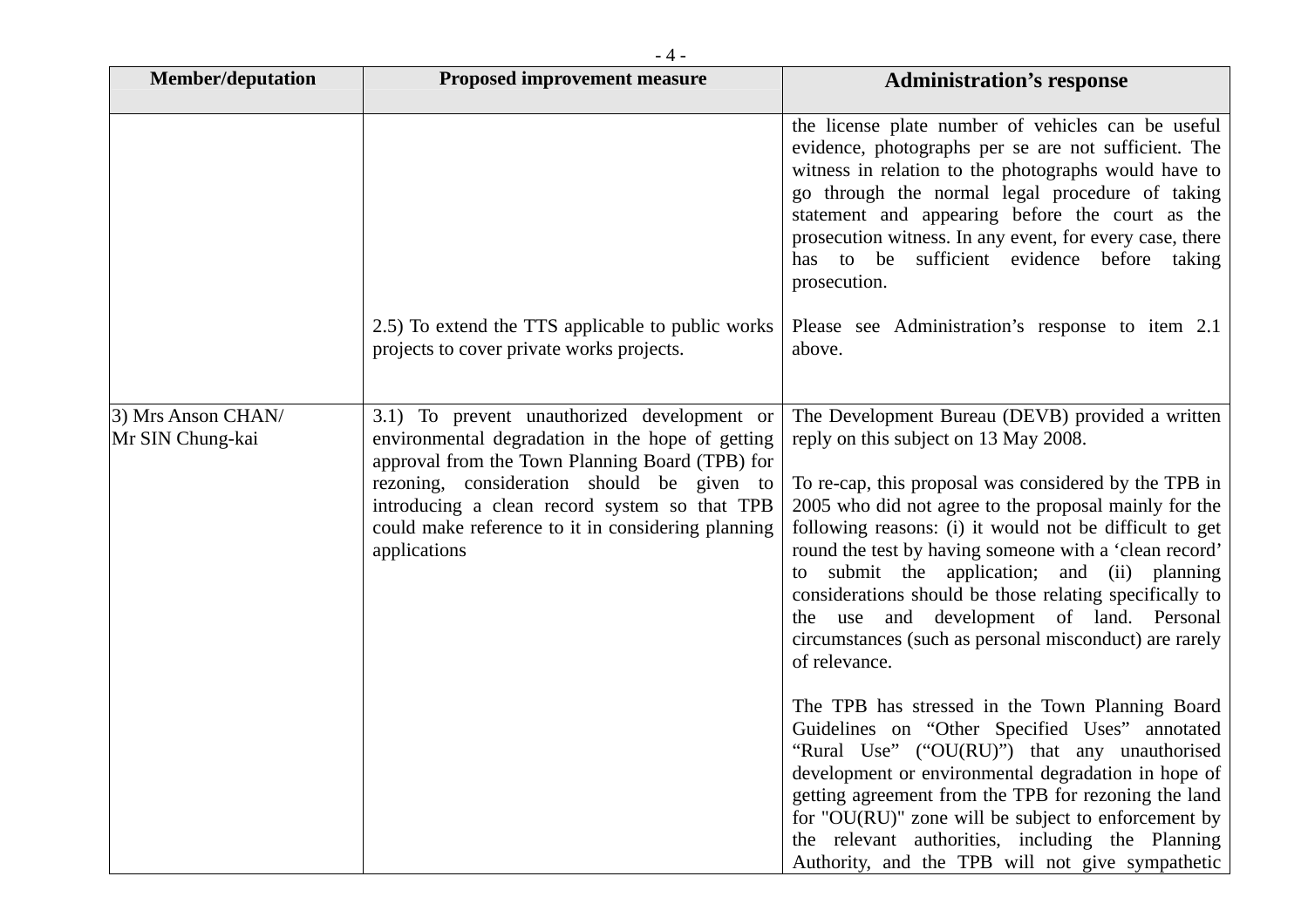| Member/deputation | Proposed improvement measure | Administration's response |
|---|---|---|
| | | the license plate number of vehicles can be useful evidence, photographs per se are not sufficient. The witness in relation to the photographs would have to go through the normal legal procedure of taking statement and appearing before the court as the prosecution witness. In any event, for every case, there has to be sufficient evidence before taking prosecution. |
| | 2.5) To extend the TTS applicable to public works projects to cover private works projects. | Please see Administration's response to item 2.1 above. |
| 3) Mrs Anson CHAN/ Mr SIN Chung-kai | 3.1) To prevent unauthorized development or environmental degradation in the hope of getting approval from the Town Planning Board (TPB) for rezoning, consideration should be given to introducing a clean record system so that TPB could make reference to it in considering planning applications | The Development Bureau (DEVB) provided a written reply on this subject on 13 May 2008.<br><br>To re-cap, this proposal was considered by the TPB in 2005 who did not agree to the proposal mainly for the following reasons: (i) it would not be difficult to get round the test by having someone with a 'clean record' to submit the application; and (ii) planning considerations should be those relating specifically to the use and development of land. Personal circumstances (such as personal misconduct) are rarely of relevance.<br><br>The TPB has stressed in the Town Planning Board Guidelines on "Other Specified Uses" annotated "Rural Use" ("OU(RU)") that any unauthorised development or environmental degradation in hope of getting agreement from the TPB for rezoning the land for "OU(RU)" zone will be subject to enforcement by the relevant authorities, including the Planning Authority, and the TPB will not give sympathetic |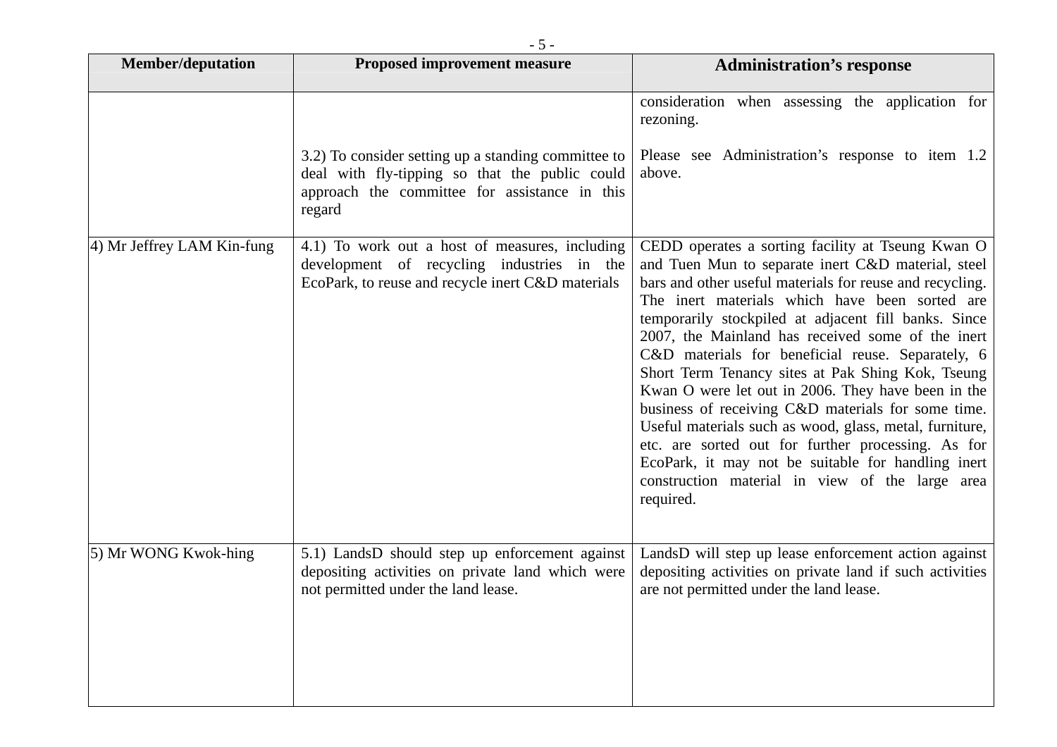| Member/deputation | Proposed improvement measure | Administration's response |
|---|---|---|
| | | consideration when assessing the application for rezoning. |
| | 3.2) To consider setting up a standing committee to deal with fly-tipping so that the public could approach the committee for assistance in this regard | Please see Administration's response to item 1.2 above. |
| 4) Mr Jeffrey LAM Kin-fung | 4.1) To work out a host of measures, including development of recycling industries in the EcoPark, to reuse and recycle inert C&D materials | CEDD operates a sorting facility at Tseung Kwan O and Tuen Mun to separate inert C&D material, steel bars and other useful materials for reuse and recycling. The inert materials which have been sorted are temporarily stockpiled at adjacent fill banks. Since 2007, the Mainland has received some of the inert C&D materials for beneficial reuse. Separately, 6 Short Term Tenancy sites at Pak Shing Kok, Tseung Kwan O were let out in 2006. They have been in the business of receiving C&D materials for some time. Useful materials such as wood, glass, metal, furniture, etc. are sorted out for further processing. As for EcoPark, it may not be suitable for handling inert construction material in view of the large area required. |
| 5) Mr WONG Kwok-hing | 5.1) LandsD should step up enforcement against depositing activities on private land which were not permitted under the land lease. | LandsD will step up lease enforcement action against depositing activities on private land if such activities are not permitted under the land lease. |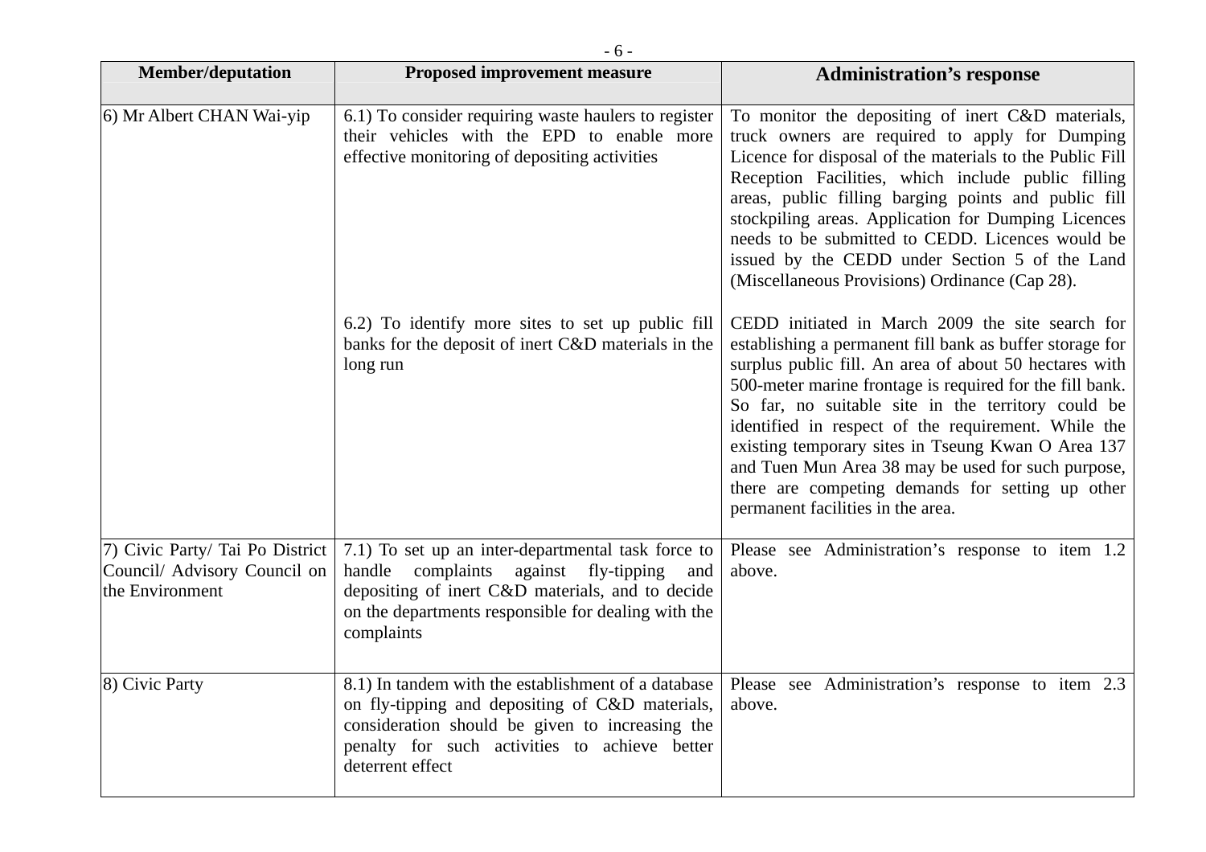| Member/deputation | Proposed improvement measure | Administration's response |
|---|---|---|
| 6) Mr Albert CHAN Wai-yip | 6.1) To consider requiring waste haulers to register their vehicles with the EPD to enable more effective monitoring of depositing activities | To monitor the depositing of inert C&D materials, truck owners are required to apply for Dumping Licence for disposal of the materials to the Public Fill Reception Facilities, which include public filling areas, public filling barging points and public fill stockpiling areas. Application for Dumping Licences needs to be submitted to CEDD. Licences would be issued by the CEDD under Section 5 of the Land (Miscellaneous Provisions) Ordinance (Cap 28). |
| | 6.2) To identify more sites to set up public fill banks for the deposit of inert C&D materials in the long run | CEDD initiated in March 2009 the site search for establishing a permanent fill bank as buffer storage for surplus public fill. An area of about 50 hectares with 500-meter marine frontage is required for the fill bank. So far, no suitable site in the territory could be identified in respect of the requirement. While the existing temporary sites in Tseung Kwan O Area 137 and Tuen Mun Area 38 may be used for such purpose, there are competing demands for setting up other permanent facilities in the area. |
| 7) Civic Party/ Tai Po District Council/ Advisory Council on the Environment | 7.1) To set up an inter-departmental task force to handle complaints against fly-tipping and depositing of inert C&D materials, and to decide on the departments responsible for dealing with the complaints | Please see Administration's response to item 1.2 above. |
| 8) Civic Party | 8.1) In tandem with the establishment of a database on fly-tipping and depositing of C&D materials, consideration should be given to increasing the penalty for such activities to achieve better deterrent effect | Please see Administration's response to item 2.3 above. |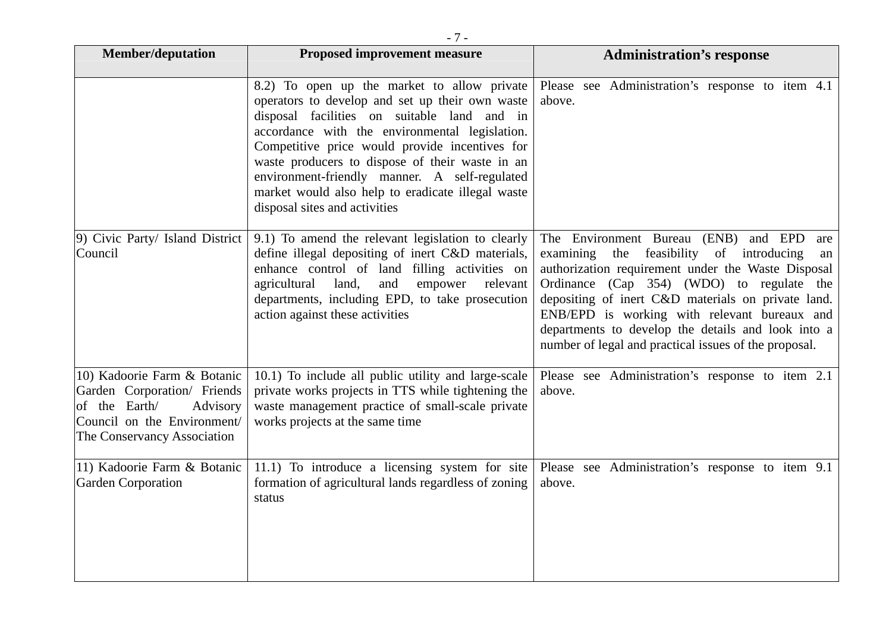| Member/deputation | Proposed improvement measure | Administration's response |
|---|---|---|
| | 8.2) To open up the market to allow private operators to develop and set up their own waste disposal facilities on suitable land and in accordance with the environmental legislation. Competitive price would provide incentives for waste producers to dispose of their waste in an environment-friendly manner. A self-regulated market would also help to eradicate illegal waste disposal sites and activities | Please see Administration's response to item 4.1 above. |
| 9) Civic Party/ Island District Council | 9.1) To amend the relevant legislation to clearly define illegal depositing of inert C&D materials, enhance control of land filling activities on agricultural land, and empower relevant departments, including EPD, to take prosecution action against these activities | The Environment Bureau (ENB) and EPD are examining the feasibility of introducing an authorization requirement under the Waste Disposal Ordinance (Cap 354) (WDO) to regulate the depositing of inert C&D materials on private land. ENB/EPD is working with relevant bureaux and departments to develop the details and look into a number of legal and practical issues of the proposal. |
| 10) Kadoorie Farm & Botanic Garden Corporation/ Friends of the Earth/ Advisory Council on the Environment/ The Conservancy Association | 10.1) To include all public utility and large-scale private works projects in TTS while tightening the waste management practice of small-scale private works projects at the same time | Please see Administration's response to item 2.1 above. |
| 11) Kadoorie Farm & Botanic Garden Corporation | 11.1) To introduce a licensing system for site formation of agricultural lands regardless of zoning status | Please see Administration's response to item 9.1 above. |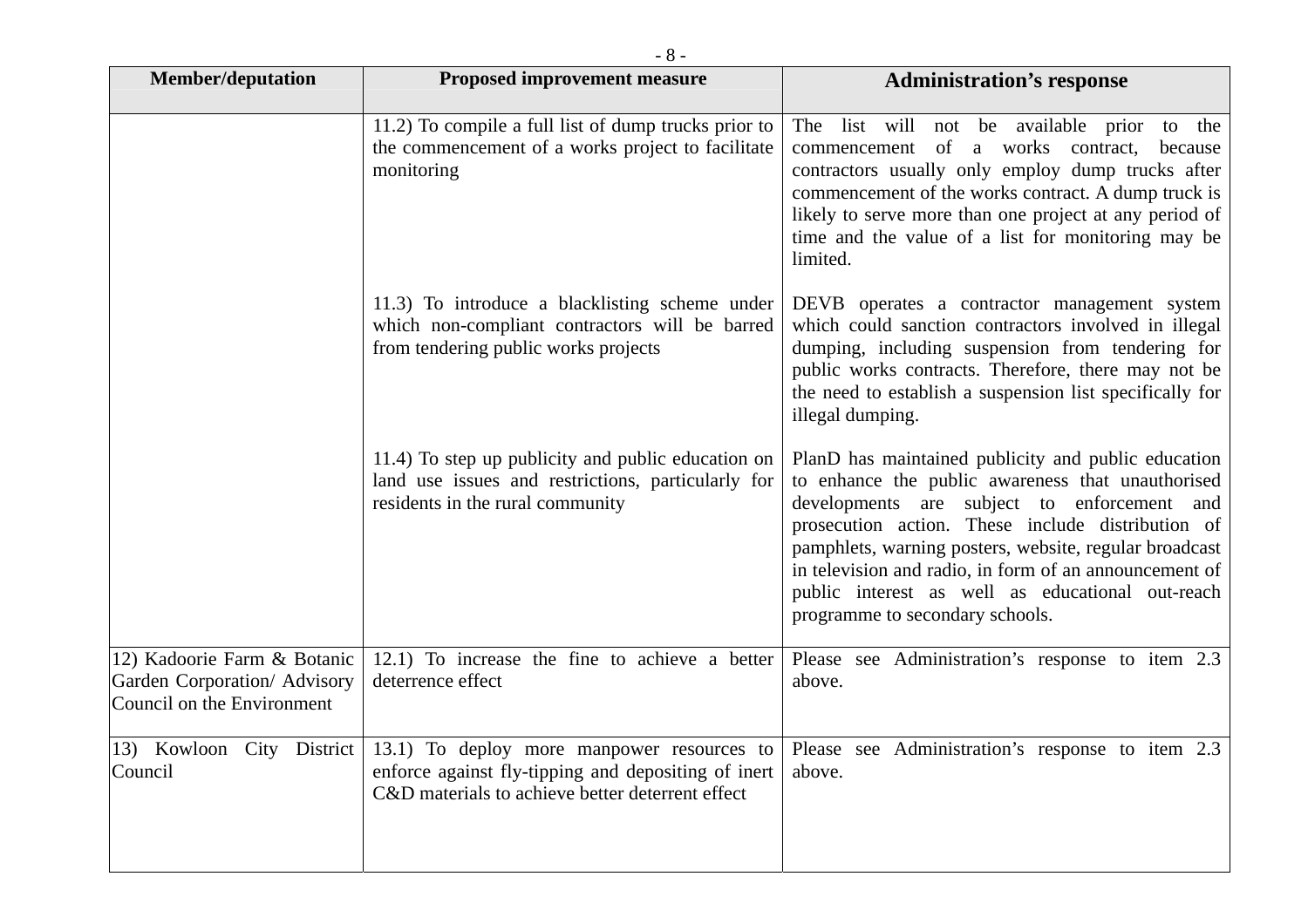| Member/deputation | Proposed improvement measure | Administration's response |
|---|---|---|
| | 11.2) To compile a full list of dump trucks prior to the commencement of a works project to facilitate monitoring | The list will not be available prior to the commencement of a works contract, because contractors usually only employ dump trucks after commencement of the works contract. A dump truck is likely to serve more than one project at any period of time and the value of a list for monitoring may be limited. |
| | 11.3) To introduce a blacklisting scheme under which non-compliant contractors will be barred from tendering public works projects | DEVB operates a contractor management system which could sanction contractors involved in illegal dumping, including suspension from tendering for public works contracts. Therefore, there may not be the need to establish a suspension list specifically for illegal dumping. |
| | 11.4) To step up publicity and public education on land use issues and restrictions, particularly for residents in the rural community | PlanD has maintained publicity and public education to enhance the public awareness that unauthorised developments are subject to enforcement and prosecution action. These include distribution of pamphlets, warning posters, website, regular broadcast in television and radio, in form of an announcement of public interest as well as educational out-reach programme to secondary schools. |
| 12) Kadoorie Farm & Botanic Garden Corporation/ Advisory Council on the Environment | 12.1) To increase the fine to achieve a better deterrence effect | Please see Administration's response to item 2.3 above. |
| 13) Kowloon City District Council | 13.1) To deploy more manpower resources to enforce against fly-tipping and depositing of inert C&D materials to achieve better deterrent effect | Please see Administration's response to item 2.3 above. |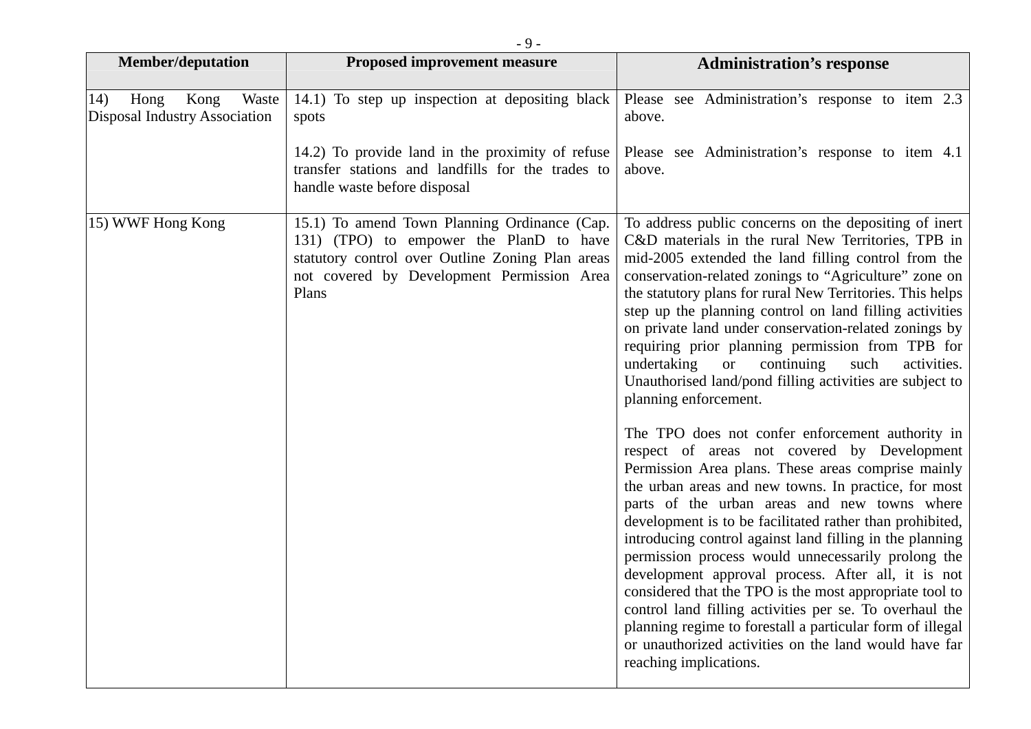| Member/deputation | Proposed improvement measure | Administration's response |
|---|---|---|
| 14) Hong Kong Waste Disposal Industry Association | 14.1) To step up inspection at depositing black spots | Please see Administration's response to item 2.3 above. |
| | 14.2) To provide land in the proximity of refuse transfer stations and landfills for the trades to handle waste before disposal | Please see Administration's response to item 4.1 above. |
| 15) WWF Hong Kong | 15.1) To amend Town Planning Ordinance (Cap. 131) (TPO) to empower the PlanD to have statutory control over Outline Zoning Plan areas not covered by Development Permission Area Plans | To address public concerns on the depositing of inert C&D materials in the rural New Territories, TPB in mid-2005 extended the land filling control from the conservation-related zonings to "Agriculture" zone on the statutory plans for rural New Territories. This helps step up the planning control on land filling activities on private land under conservation-related zonings by requiring prior planning permission from TPB for undertaking or continuing such activities. Unauthorised land/pond filling activities are subject to planning enforcement.<br><br>The TPO does not confer enforcement authority in respect of areas not covered by Development Permission Area plans. These areas comprise mainly the urban areas and new towns. In practice, for most parts of the urban areas and new towns where development is to be facilitated rather than prohibited, introducing control against land filling in the planning permission process would unnecessarily prolong the development approval process. After all, it is not considered that the TPO is the most appropriate tool to control land filling activities per se. To overhaul the planning regime to forestall a particular form of illegal or unauthorized activities on the land would have far reaching implications. |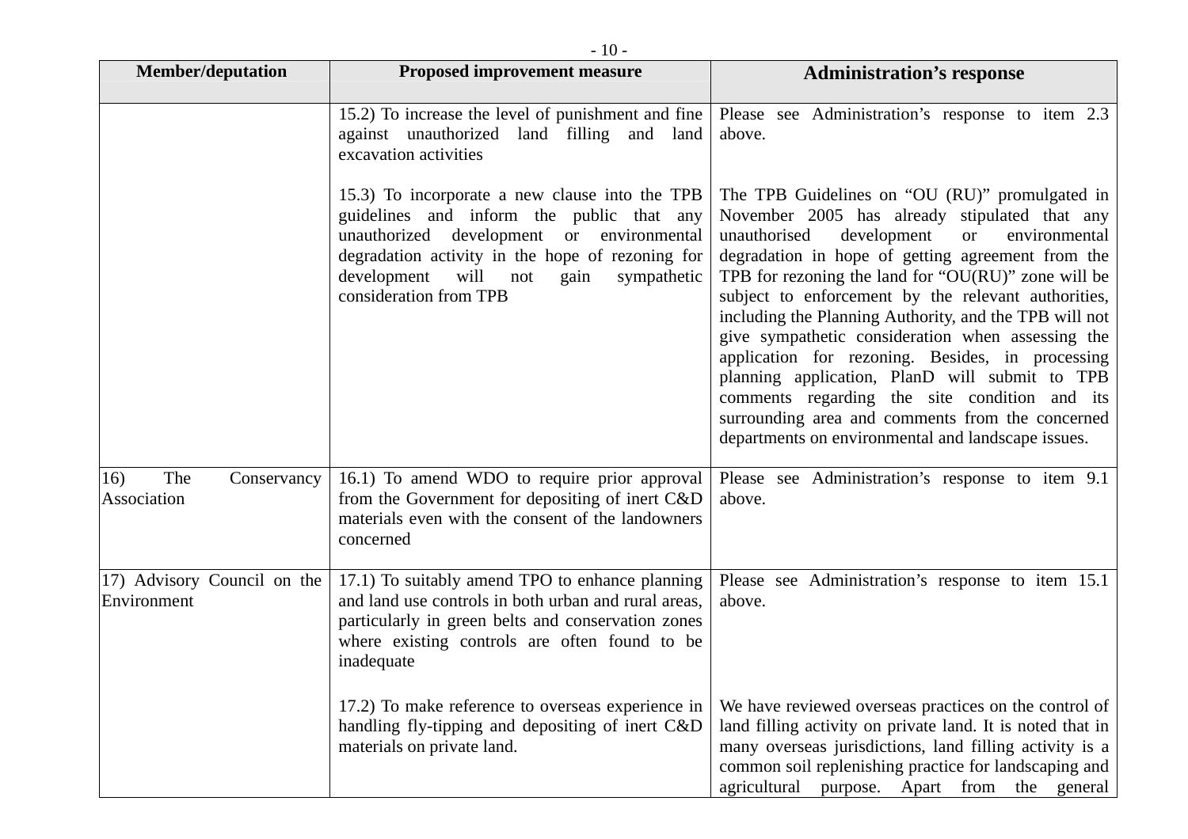| Member/deputation | Proposed improvement measure | Administration's response |
|---|---|---|
| | 15.2) To increase the level of punishment and fine against unauthorized land filling and land excavation activities | Please see Administration's response to item 2.3 above. |
| | 15.3) To incorporate a new clause into the TPB guidelines and inform the public that any unauthorized development or environmental degradation activity in the hope of rezoning for development will not gain sympathetic consideration from TPB | The TPB Guidelines on "OU (RU)" promulgated in November 2005 has already stipulated that any unauthorised development or environmental degradation in hope of getting agreement from the TPB for rezoning the land for "OU(RU)" zone will be subject to enforcement by the relevant authorities, including the Planning Authority, and the TPB will not give sympathetic consideration when assessing the application for rezoning. Besides, in processing planning application, PlanD will submit to TPB comments regarding the site condition and its surrounding area and comments from the concerned departments on environmental and landscape issues. |
| 16) The Conservancy Association | 16.1) To amend WDO to require prior approval from the Government for depositing of inert C&D materials even with the consent of the landowners concerned | Please see Administration's response to item 9.1 above. |
| 17) Advisory Council on the Environment | 17.1) To suitably amend TPO to enhance planning and land use controls in both urban and rural areas, particularly in green belts and conservation zones where existing controls are often found to be inadequate | Please see Administration's response to item 15.1 above. |
| | 17.2) To make reference to overseas experience in handling fly-tipping and depositing of inert C&D materials on private land. | We have reviewed overseas practices on the control of land filling activity on private land. It is noted that in many overseas jurisdictions, land filling activity is a common soil replenishing practice for landscaping and agricultural purpose. Apart from the general |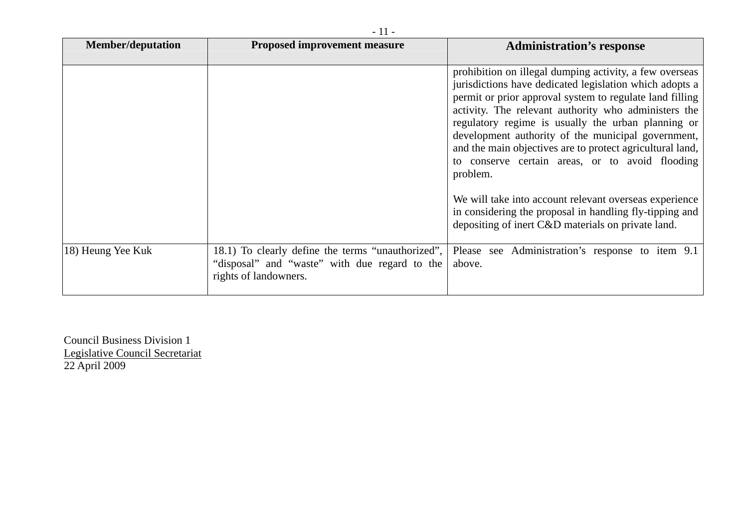| Member/deputation | Proposed improvement measure | Administration's response |
| --- | --- | --- |
| | | prohibition on illegal dumping activity, a few overseas jurisdictions have dedicated legislation which adopts a permit or prior approval system to regulate land filling activity. The relevant authority who administers the regulatory regime is usually the urban planning or development authority of the municipal government, and the main objectives are to protect agricultural land, to conserve certain areas, or to avoid flooding problem.<br><br>We will take into account relevant overseas experience in considering the proposal in handling fly-tipping and depositing of inert C&D materials on private land. |
| 18) Heung Yee Kuk | 18.1) To clearly define the terms "unauthorized", "disposal" and "waste" with due regard to the rights of landowners. | Please see Administration's response to item 9.1 above. |

Council Business Division 1
Legislative Council Secretariat
22 April 2009